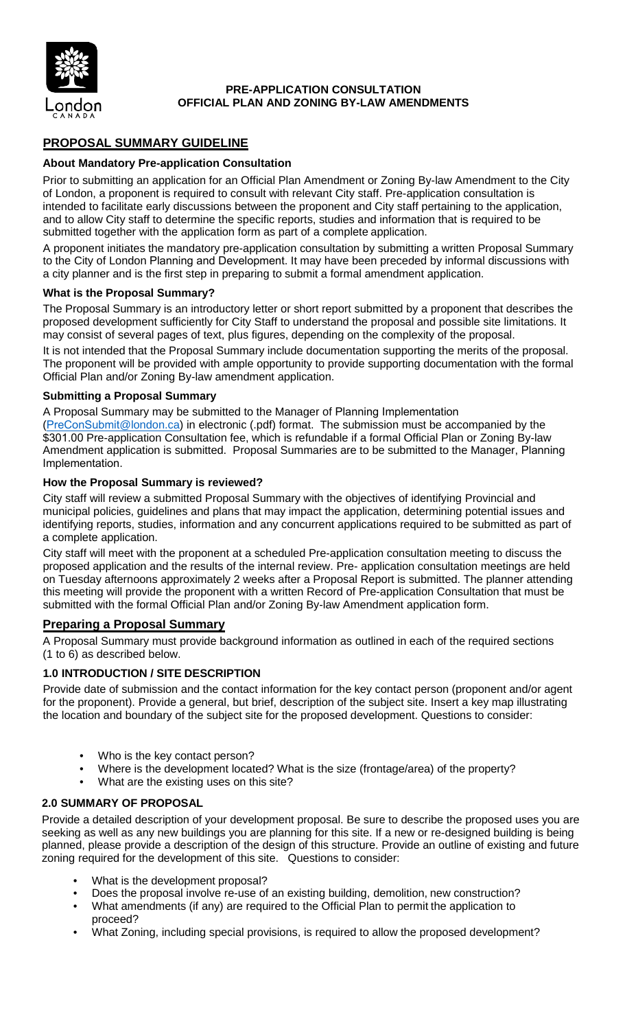London
CANADA

**PRE-APPLICATION CONSULTATION**
**OFFICIAL PLAN AND ZONING BY-LAW AMENDMENTS**

## PROPOSAL SUMMARY GUIDELINE

### About Mandatory Pre-application Consultation

Prior to submitting an application for an Official Plan Amendment or Zoning By-law Amendment to the City of London, a proponent is required to consult with relevant City staff. Pre-application consultation is intended to facilitate early discussions between the proponent and City staff pertaining to the application, and to allow City staff to determine the specific reports, studies and information that is required to be submitted together with the application form as part of a complete application.

A proponent initiates the mandatory pre-application consultation by submitting a written Proposal Summary to the City of London Planning and Development. It may have been preceded by informal discussions with a city planner and is the first step in preparing to submit a formal amendment application.

### What is the Proposal Summary?

The Proposal Summary is an introductory letter or short report submitted by a proponent that describes the proposed development sufficiently for City Staff to understand the proposal and possible site limitations. It may consist of several pages of text, plus figures, depending on the complexity of the proposal.

It is not intended that the Proposal Summary include documentation supporting the merits of the proposal. The proponent will be provided with ample opportunity to provide supporting documentation with the formal Official Plan and/or Zoning By-law amendment application.

### Submitting a Proposal Summary

A Proposal Summary may be submitted to the Manager of Planning Implementation (PreConSubmit@london.ca) in electronic (.pdf) format. The submission must be accompanied by the $301.00 Pre-application Consultation fee, which is refundable if a formal Official Plan or Zoning By-law Amendment application is submitted. Proposal Summaries are to be submitted to the Manager, Planning Implementation.

### How the Proposal Summary is reviewed?

City staff will review a submitted Proposal Summary with the objectives of identifying Provincial and municipal policies, guidelines and plans that may impact the application, determining potential issues and identifying reports, studies, information and any concurrent applications required to be submitted as part of a complete application.

City staff will meet with the proponent at a scheduled Pre-application consultation meeting to discuss the proposed application and the results of the internal review. Pre- application consultation meetings are held on Tuesday afternoons approximately 2 weeks after a Proposal Report is submitted. The planner attending this meeting will provide the proponent with a written Record of Pre-application Consultation that must be submitted with the formal Official Plan and/or Zoning By-law Amendment application form.

## Preparing a Proposal Summary

A Proposal Summary must provide background information as outlined in each of the required sections (1 to 6) as described below.

### 1.0 INTRODUCTION / SITE DESCRIPTION

Provide date of submission and the contact information for the key contact person (proponent and/or agent for the proponent). Provide a general, but brief, description of the subject site. Insert a key map illustrating the location and boundary of the subject site for the proposed development. Questions to consider:

- Who is the key contact person?
- Where is the development located? What is the size (frontage/area) of the property?
- What are the existing uses on this site?

### 2.0 SUMMARY OF PROPOSAL

Provide a detailed description of your development proposal. Be sure to describe the proposed uses you are seeking as well as any new buildings you are planning for this site. If a new or re-designed building is being planned, please provide a description of the design of this structure. Provide an outline of existing and future zoning required for the development of this site. Questions to consider:

- What is the development proposal?
- Does the proposal involve re-use of an existing building, demolition, new construction?
- What amendments (if any) are required to the Official Plan to permit the application to proceed?
- What Zoning, including special provisions, is required to allow the proposed development?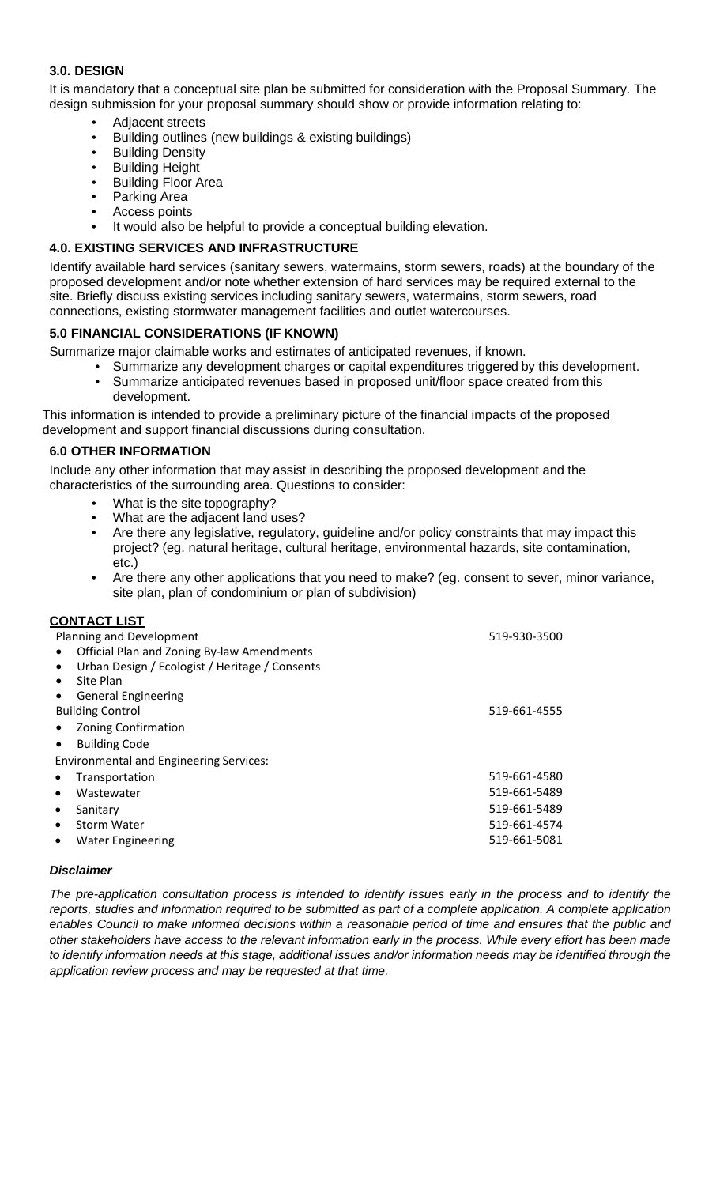### 3.0. DESIGN

It is mandatory that a conceptual site plan be submitted for consideration with the Proposal Summary. The design submission for your proposal summary should show or provide information relating to:

- Adjacent streets
- Building outlines (new buildings & existing buildings)
- Building Density
- Building Height
- Building Floor Area
- Parking Area
- Access points
- It would also be helpful to provide a conceptual building elevation.

### 4.0. EXISTING SERVICES AND INFRASTRUCTURE

Identify available hard services (sanitary sewers, watermains, storm sewers, roads) at the boundary of the proposed development and/or note whether extension of hard services may be required external to the site. Briefly discuss existing services including sanitary sewers, watermains, storm sewers, road connections, existing stormwater management facilities and outlet watercourses.

### 5.0 FINANCIAL CONSIDERATIONS (IF KNOWN)

Summarize major claimable works and estimates of anticipated revenues, if known.

- Summarize any development charges or capital expenditures triggered by this development.
- Summarize anticipated revenues based in proposed unit/floor space created from this development.

This information is intended to provide a preliminary picture of the financial impacts of the proposed development and support financial discussions during consultation.

### 6.0 OTHER INFORMATION

Include any other information that may assist in describing the proposed development and the characteristics of the surrounding area. Questions to consider:

- What is the site topography?
- What are the adjacent land uses?
- Are there any legislative, regulatory, guideline and/or policy constraints that may impact this project? (eg. natural heritage, cultural heritage, environmental hazards, site contamination, etc.)
- Are there any other applications that you need to make? (eg. consent to sever, minor variance, site plan, plan of condominium or plan of subdivision)

### CONTACT LIST

| | |
|---|---|
| Planning and Development | 519-930-3500 |
| • Official Plan and Zoning By-law Amendments | |
| • Urban Design / Ecologist / Heritage / Consents | |
| • Site Plan | |
| • General Engineering | |
| Building Control | 519-661-4555 |
| • Zoning Confirmation | |
| • Building Code | |
| Environmental and Engineering Services: | |
| • Transportation | 519-661-4580 |
| • Wastewater | 519-661-5489 |
| • Sanitary | 519-661-5489 |
| • Storm Water | 519-661-4574 |
| • Water Engineering | 519-661-5081 |

#### *Disclaimer*

*The pre-application consultation process is intended to identify issues early in the process and to identify the reports, studies and information required to be submitted as part of a complete application. A complete application enables Council to make informed decisions within a reasonable period of time and ensures that the public and other stakeholders have access to the relevant information early in the process. While every effort has been made to identify information needs at this stage, additional issues and/or information needs may be identified through the application review process and may be requested at that time.*